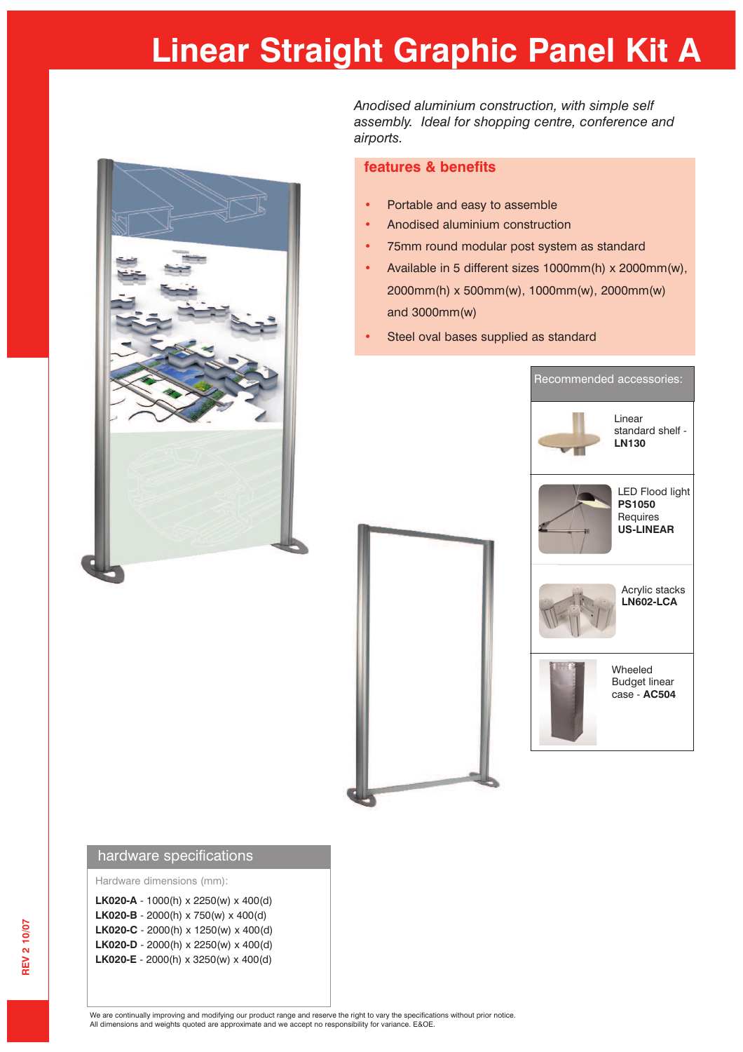# Linear Straight Graphic Panel Kit A

*Anodised aluminium construction, with simple self assembly. Ideal for shopping centre, conference and airports.*

## features & benefits

- Portable and easy to assemble
- Anodised aluminium construction
- 75mm round modular post system as standard
- Available in 5 different sizes 1000mm(h) x 2000mm(w), 2000mm(h) x 500mm(w), 1000mm(w), 2000mm(w) and 3000mm(w)
- Steel oval bases supplied as standard

### Recommended accessories:

- Linear standard shelf - **LN130**
- LED Flood light **PS1050** Requires **US-LINEAR**
- Acrylic stacks **LN602-LCA**
- Wheeled Budget linear case - **AC504**

## hardware specifications

Hardware dimensions (mm):

**LK020-A** - 1000(h) x 2250(w) x 400(d)
**LK020-B** - 2000(h) x 750(w) x 400(d)
**LK020-C** - 2000(h) x 1250(w) x 400(d)
**LK020-D** - 2000(h) x 2250(w) x 400(d)
**LK020-E** - 2000(h) x 3250(w) x 400(d)

REV 2 10/07

We are continually improving and modifying our product range and reserve the right to vary the specifications without prior notice.
All dimensions and weights quoted are approximate and we accept no responsibility for variance. E&OE.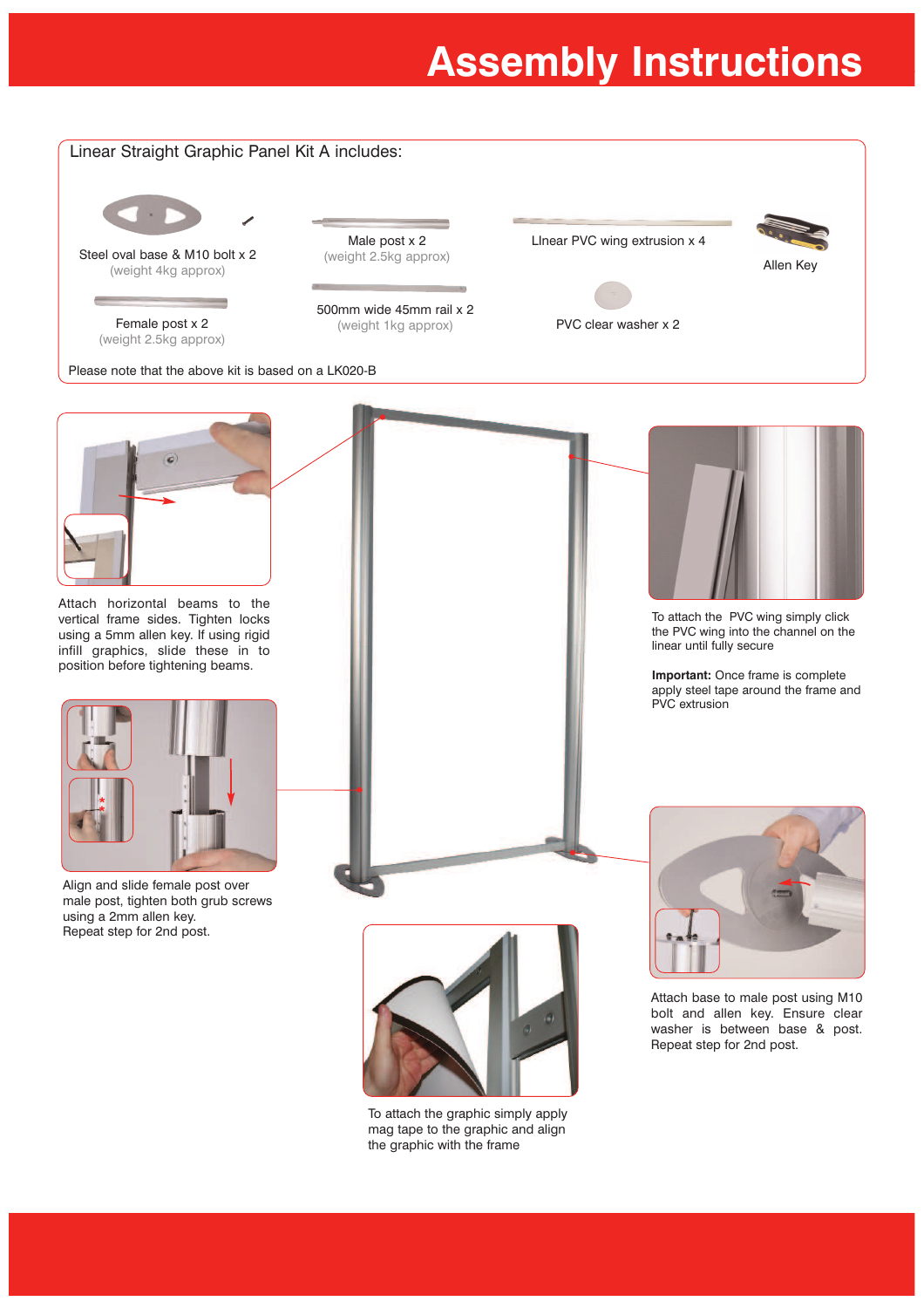# Assembly Instructions

## Linear Straight Graphic Panel Kit A includes:

- Steel oval base & M10 bolt x 2 (weight 4kg approx)
- Female post x 2 (weight 2.5kg approx)
- Male post x 2 (weight 2.5kg approx)
- 500mm wide 45mm rail x 2 (weight 1kg approx)
- LInear PVC wing extrusion x 4
- PVC clear washer x 2
- Allen Key

Please note that the above kit is based on a LK020-B

Attach horizontal beams to the vertical frame sides. Tighten locks using a 5mm allen key. If using rigid infill graphics, slide these in to position before tightening beams.

To attach the PVC wing simply click the PVC wing into the channel on the linear until fully secure

**Important:** Once frame is complete apply steel tape around the frame and PVC extrusion

Align and slide female post over male post, tighten both grub screws using a 2mm allen key.
Repeat step for 2nd post.

Attach base to male post using M10 bolt and allen key. Ensure clear washer is between base & post.
Repeat step for 2nd post.

To attach the graphic simply apply mag tape to the graphic and align the graphic with the frame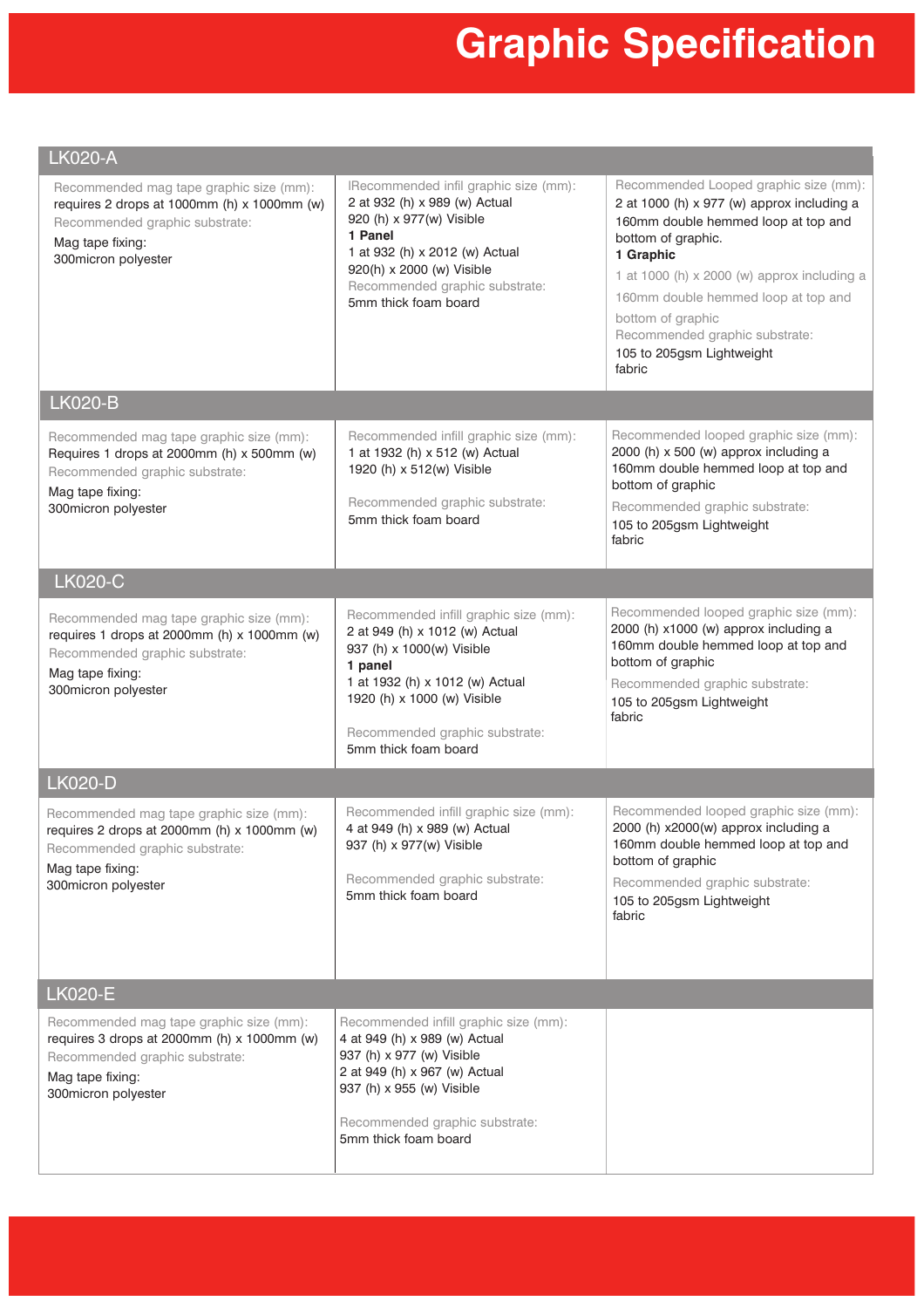# Graphic Specification

## LK020-A

| | | |
|---|---|---|
| Recommended mag tape graphic size (mm):<br>requires 2 drops at 1000mm (h) x 1000mm (w)<br>Recommended graphic substrate:<br>Mag tape fixing:<br>300micron polyester | lRecommended infil graphic size (mm):<br>2 at 932 (h) x 989 (w) Actual<br>920 (h) x 977(w) Visible<br>**1 Panel**<br>1 at 932 (h) x 2012 (w) Actual<br>920(h) x 2000 (w) Visible<br>Recommended graphic substrate:<br>5mm thick foam board | Recommended Looped graphic size (mm):<br>2 at 1000 (h) x 977 (w) approx including a 160mm double hemmed loop at top and bottom of graphic.<br>**1 Graphic**<br>1 at 1000 (h) x 2000 (w) approx including a 160mm double hemmed loop at top and bottom of graphic<br>Recommended graphic substrate:<br>105 to 205gsm Lightweight fabric |

## LK020-B

| | | |
|---|---|---|
| Recommended mag tape graphic size (mm):<br>Requires 1 drops at 2000mm (h) x 500mm (w)<br>Recommended graphic substrate:<br>Mag tape fixing:<br>300micron polyester | Recommended infill graphic size (mm):<br>1 at 1932 (h) x 512 (w) Actual<br>1920 (h) x 512(w) Visible<br>Recommended graphic substrate:<br>5mm thick foam board | Recommended looped graphic size (mm):<br>2000 (h) x 500 (w) approx including a 160mm double hemmed loop at top and bottom of graphic<br>Recommended graphic substrate:<br>105 to 205gsm Lightweight fabric |

## LK020-C

| | | |
|---|---|---|
| Recommended mag tape graphic size (mm):<br>requires 1 drops at 2000mm (h) x 1000mm (w)<br>Recommended graphic substrate:<br>Mag tape fixing:<br>300micron polyester | Recommended infill graphic size (mm):<br>2 at 949 (h) x 1012 (w) Actual<br>937 (h) x 1000(w) Visible<br>**1 panel**<br>1 at 1932 (h) x 1012 (w) Actual<br>1920 (h) x 1000 (w) Visible<br>Recommended graphic substrate:<br>5mm thick foam board | Recommended looped graphic size (mm):<br>2000 (h) x1000 (w) approx including a 160mm double hemmed loop at top and bottom of graphic<br>Recommended graphic substrate:<br>105 to 205gsm Lightweight fabric |

## LK020-D

| | | |
|---|---|---|
| Recommended mag tape graphic size (mm):<br>requires 2 drops at 2000mm (h) x 1000mm (w)<br>Recommended graphic substrate:<br>Mag tape fixing:<br>300micron polyester | Recommended infill graphic size (mm):<br>4 at 949 (h) x 989 (w) Actual<br>937 (h) x 977(w) Visible<br>Recommended graphic substrate:<br>5mm thick foam board | Recommended looped graphic size (mm):<br>2000 (h) x2000(w) approx including a 160mm double hemmed loop at top and bottom of graphic<br>Recommended graphic substrate:<br>105 to 205gsm Lightweight fabric |

## LK020-E

| | | |
|---|---|---|
| Recommended mag tape graphic size (mm):<br>requires 3 drops at 2000mm (h) x 1000mm (w)<br>Recommended graphic substrate:<br>Mag tape fixing:<br>300micron polyester | Recommended infill graphic size (mm):<br>4 at 949 (h) x 989 (w) Actual<br>937 (h) x 977 (w) Visible<br>2 at 949 (h) x 967 (w) Actual<br>937 (h) x 955 (w) Visible<br>Recommended graphic substrate:<br>5mm thick foam board | |